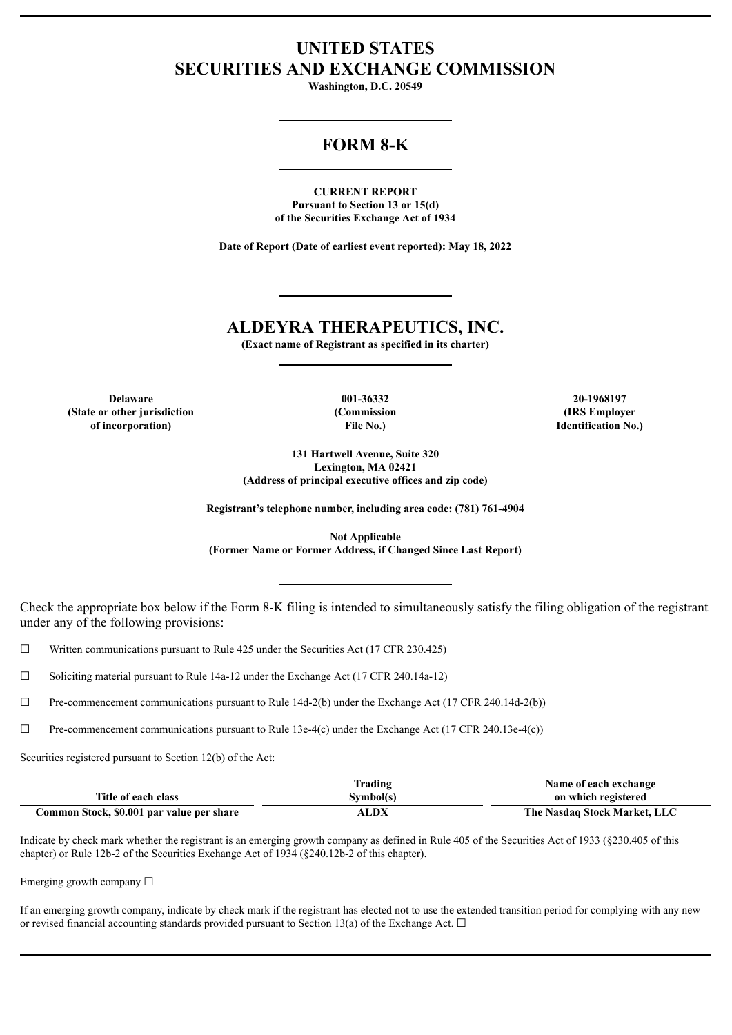# UNITED STATES
# SECURITIES AND EXCHANGE COMMISSION

**Washington, D.C. 20549**

## FORM 8-K

**CURRENT REPORT**
**Pursuant to Section 13 or 15(d)**
**of the Securities Exchange Act of 1934**

**Date of Report (Date of earliest event reported): May 18, 2022**

## ALDEYRA THERAPEUTICS, INC.

**(Exact name of Registrant as specified in its charter)**

| Delaware | 001-36332 | 20-1968197 |
|---|---|---|
| (State or other jurisdiction of incorporation) | (Commission File No.) | (IRS Employer Identification No.) |

**131 Hartwell Avenue, Suite 320**
**Lexington, MA 02421**
**(Address of principal executive offices and zip code)**

**Registrant's telephone number, including area code: (781) 761-4904**

**Not Applicable**
**(Former Name or Former Address, if Changed Since Last Report)**

Check the appropriate box below if the Form 8-K filing is intended to simultaneously satisfy the filing obligation of the registrant under any of the following provisions:

☐ Written communications pursuant to Rule 425 under the Securities Act (17 CFR 230.425)

☐ Soliciting material pursuant to Rule 14a-12 under the Exchange Act (17 CFR 240.14a-12)

☐ Pre-commencement communications pursuant to Rule 14d-2(b) under the Exchange Act (17 CFR 240.14d-2(b))

☐ Pre-commencement communications pursuant to Rule 13e-4(c) under the Exchange Act (17 CFR 240.13e-4(c))

Securities registered pursuant to Section 12(b) of the Act:

| Title of each class | Trading Symbol(s) | Name of each exchange on which registered |
|---|---|---|
| **Common Stock, $0.001 par value per share** | **ALDX** | **The Nasdaq Stock Market, LLC** |

Indicate by check mark whether the registrant is an emerging growth company as defined in Rule 405 of the Securities Act of 1933 (§230.405 of this chapter) or Rule 12b-2 of the Securities Exchange Act of 1934 (§240.12b-2 of this chapter).

Emerging growth company ☐

If an emerging growth company, indicate by check mark if the registrant has elected not to use the extended transition period for complying with any new or revised financial accounting standards provided pursuant to Section 13(a) of the Exchange Act. ☐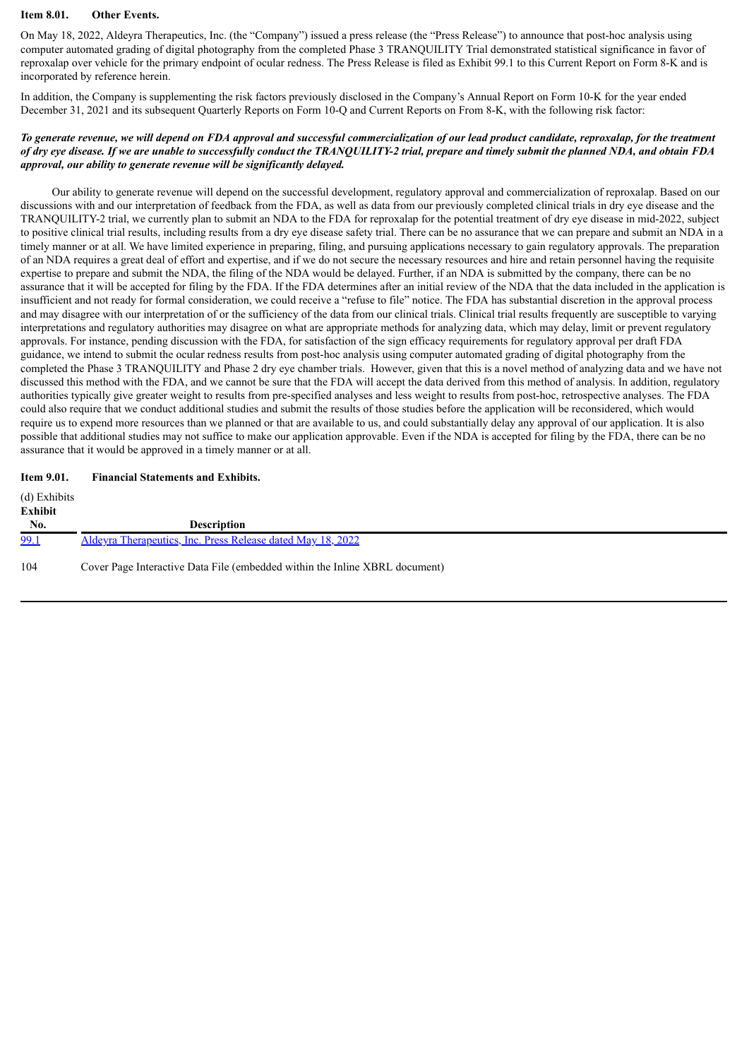**Item 8.01. Other Events.**

On May 18, 2022, Aldeyra Therapeutics, Inc. (the "Company") issued a press release (the "Press Release") to announce that post-hoc analysis using computer automated grading of digital photography from the completed Phase 3 TRANQUILITY Trial demonstrated statistical significance in favor of reproxalap over vehicle for the primary endpoint of ocular redness. The Press Release is filed as Exhibit 99.1 to this Current Report on Form 8-K and is incorporated by reference herein.

In addition, the Company is supplementing the risk factors previously disclosed in the Company's Annual Report on Form 10-K for the year ended December 31, 2021 and its subsequent Quarterly Reports on Form 10-Q and Current Reports on From 8-K, with the following risk factor:

***To generate revenue, we will depend on FDA approval and successful commercialization of our lead product candidate, reproxalap, for the treatment of dry eye disease. If we are unable to successfully conduct the TRANQUILITY-2 trial, prepare and timely submit the planned NDA, and obtain FDA approval, our ability to generate revenue will be significantly delayed.***

Our ability to generate revenue will depend on the successful development, regulatory approval and commercialization of reproxalap. Based on our discussions with and our interpretation of feedback from the FDA, as well as data from our previously completed clinical trials in dry eye disease and the TRANQUILITY-2 trial, we currently plan to submit an NDA to the FDA for reproxalap for the potential treatment of dry eye disease in mid-2022, subject to positive clinical trial results, including results from a dry eye disease safety trial. There can be no assurance that we can prepare and submit an NDA in a timely manner or at all. We have limited experience in preparing, filing, and pursuing applications necessary to gain regulatory approvals. The preparation of an NDA requires a great deal of effort and expertise, and if we do not secure the necessary resources and hire and retain personnel having the requisite expertise to prepare and submit the NDA, the filing of the NDA would be delayed. Further, if an NDA is submitted by the company, there can be no assurance that it will be accepted for filing by the FDA. If the FDA determines after an initial review of the NDA that the data included in the application is insufficient and not ready for formal consideration, we could receive a "refuse to file" notice. The FDA has substantial discretion in the approval process and may disagree with our interpretation of or the sufficiency of the data from our clinical trials. Clinical trial results frequently are susceptible to varying interpretations and regulatory authorities may disagree on what are appropriate methods for analyzing data, which may delay, limit or prevent regulatory approvals. For instance, pending discussion with the FDA, for satisfaction of the sign efficacy requirements for regulatory approval per draft FDA guidance, we intend to submit the ocular redness results from post-hoc analysis using computer automated grading of digital photography from the completed the Phase 3 TRANQUILITY and Phase 2 dry eye chamber trials. However, given that this is a novel method of analyzing data and we have not discussed this method with the FDA, and we cannot be sure that the FDA will accept the data derived from this method of analysis. In addition, regulatory authorities typically give greater weight to results from pre-specified analyses and less weight to results from post-hoc, retrospective analyses. The FDA could also require that we conduct additional studies and submit the results of those studies before the application will be reconsidered, which would require us to expend more resources than we planned or that are available to us, and could substantially delay any approval of our application. It is also possible that additional studies may not suffice to make our application approvable. Even if the NDA is accepted for filing by the FDA, there can be no assurance that it would be approved in a timely manner or at all.

**Item 9.01. Financial Statements and Exhibits.**

(d) Exhibits

| Exhibit No. | Description |
|---|---|
| 99.1 | Aldeyra Therapeutics, Inc. Press Release dated May 18, 2022 |
| 104 | Cover Page Interactive Data File (embedded within the Inline XBRL document) |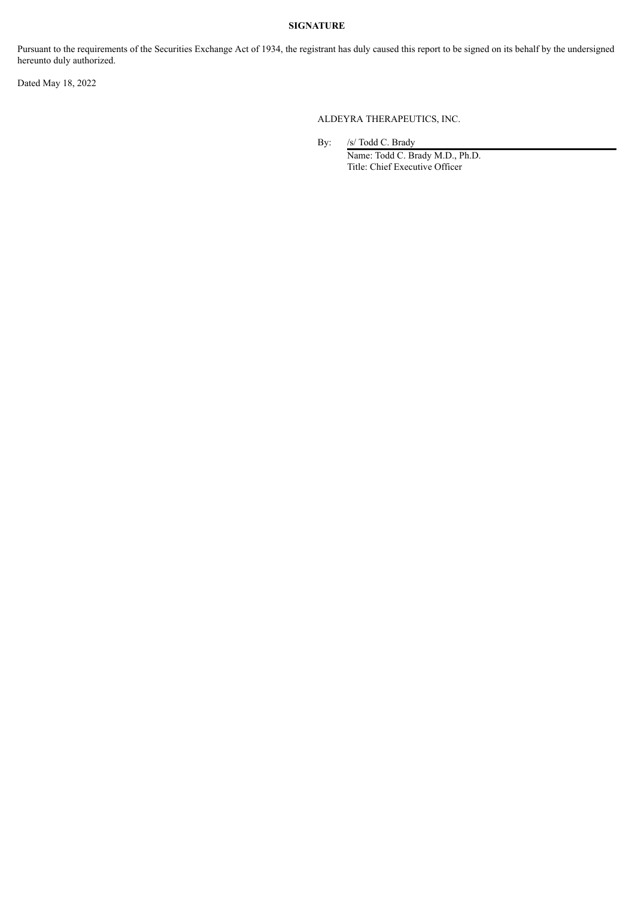**SIGNATURE**

Pursuant to the requirements of the Securities Exchange Act of 1934, the registrant has duly caused this report to be signed on its behalf by the undersigned hereunto duly authorized.

Dated May 18, 2022

ALDEYRA THERAPEUTICS, INC.

By: /s/ Todd C. Brady

Name: Todd C. Brady M.D., Ph.D.

Title: Chief Executive Officer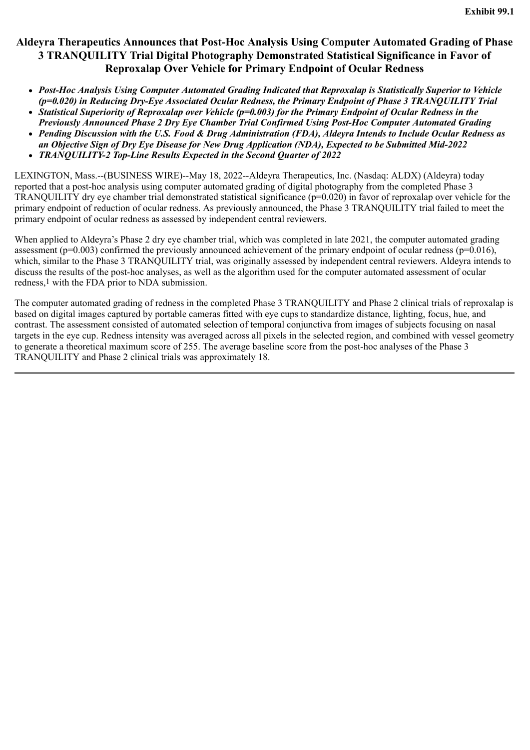Exhibit 99.1

# Aldeyra Therapeutics Announces that Post-Hoc Analysis Using Computer Automated Grading of Phase 3 TRANQUILITY Trial Digital Photography Demonstrated Statistical Significance in Favor of Reproxalap Over Vehicle for Primary Endpoint of Ocular Redness

- ***Post-Hoc Analysis Using Computer Automated Grading Indicated that Reproxalap is Statistically Superior to Vehicle (p=0.020) in Reducing Dry-Eye Associated Ocular Redness, the Primary Endpoint of Phase 3 TRANQUILITY Trial***
- ***Statistical Superiority of Reproxalap over Vehicle (p=0.003) for the Primary Endpoint of Ocular Redness in the Previously Announced Phase 2 Dry Eye Chamber Trial Confirmed Using Post-Hoc Computer Automated Grading***
- ***Pending Discussion with the U.S. Food & Drug Administration (FDA), Aldeyra Intends to Include Ocular Redness as an Objective Sign of Dry Eye Disease for New Drug Application (NDA), Expected to be Submitted Mid-2022***
- ***TRANQUILITY-2 Top-Line Results Expected in the Second Quarter of 2022***

LEXINGTON, Mass.--(BUSINESS WIRE)--May 18, 2022--Aldeyra Therapeutics, Inc. (Nasdaq: ALDX) (Aldeyra) today reported that a post-hoc analysis using computer automated grading of digital photography from the completed Phase 3 TRANQUILITY dry eye chamber trial demonstrated statistical significance (p=0.020) in favor of reproxalap over vehicle for the primary endpoint of reduction of ocular redness. As previously announced, the Phase 3 TRANQUILITY trial failed to meet the primary endpoint of ocular redness as assessed by independent central reviewers.

When applied to Aldeyra's Phase 2 dry eye chamber trial, which was completed in late 2021, the computer automated grading assessment (p=0.003) confirmed the previously announced achievement of the primary endpoint of ocular redness (p=0.016), which, similar to the Phase 3 TRANQUILITY trial, was originally assessed by independent central reviewers. Aldeyra intends to discuss the results of the post-hoc analyses, as well as the algorithm used for the computer automated assessment of ocular redness,[1] with the FDA prior to NDA submission.

The computer automated grading of redness in the completed Phase 3 TRANQUILITY and Phase 2 clinical trials of reproxalap is based on digital images captured by portable cameras fitted with eye cups to standardize distance, lighting, focus, hue, and contrast. The assessment consisted of automated selection of temporal conjunctiva from images of subjects focusing on nasal targets in the eye cup. Redness intensity was averaged across all pixels in the selected region, and combined with vessel geometry to generate a theoretical maximum score of 255. The average baseline score from the post-hoc analyses of the Phase 3 TRANQUILITY and Phase 2 clinical trials was approximately 18.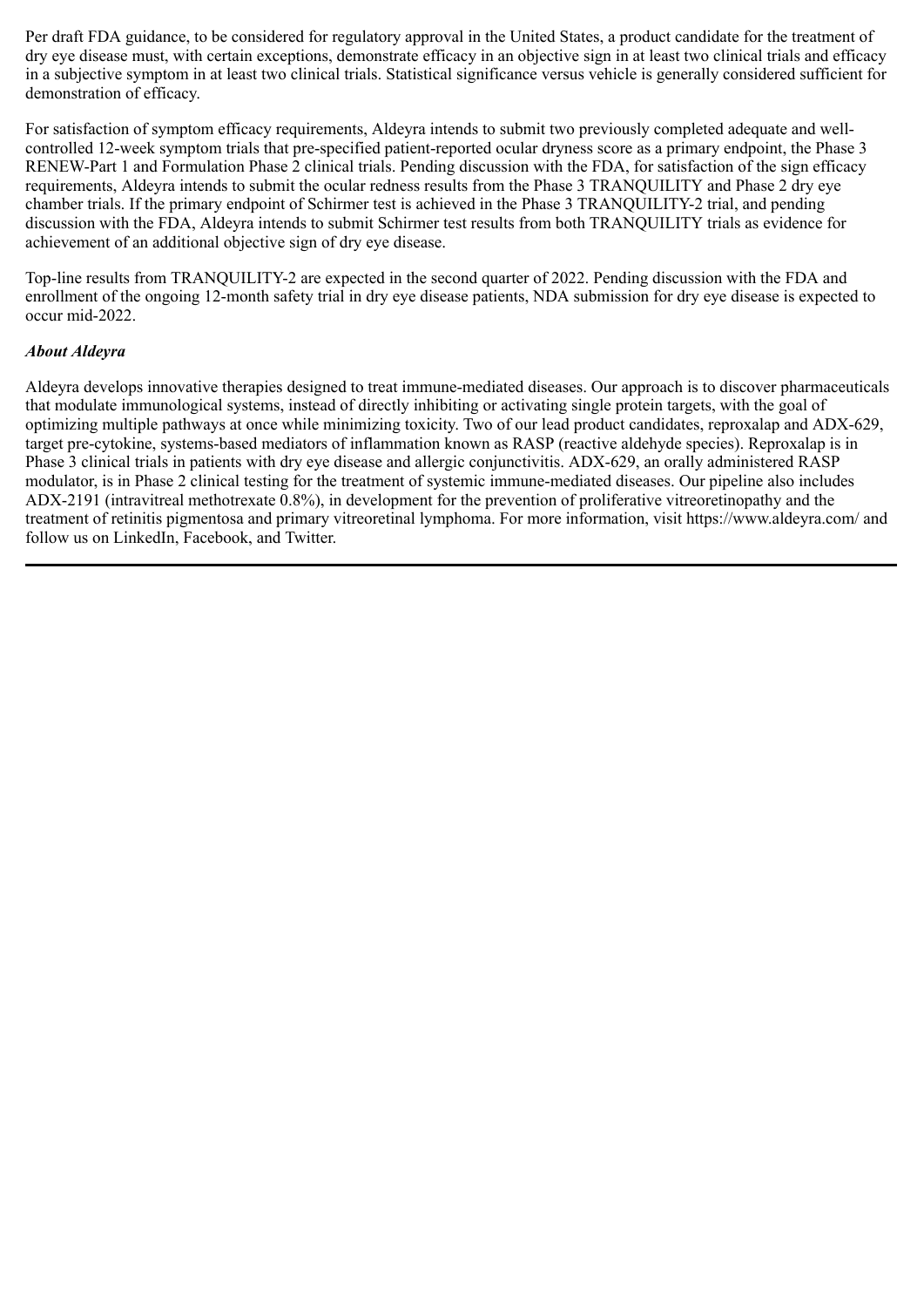Per draft FDA guidance, to be considered for regulatory approval in the United States, a product candidate for the treatment of dry eye disease must, with certain exceptions, demonstrate efficacy in an objective sign in at least two clinical trials and efficacy in a subjective symptom in at least two clinical trials. Statistical significance versus vehicle is generally considered sufficient for demonstration of efficacy.

For satisfaction of symptom efficacy requirements, Aldeyra intends to submit two previously completed adequate and well-controlled 12-week symptom trials that pre-specified patient-reported ocular dryness score as a primary endpoint, the Phase 3 RENEW-Part 1 and Formulation Phase 2 clinical trials. Pending discussion with the FDA, for satisfaction of the sign efficacy requirements, Aldeyra intends to submit the ocular redness results from the Phase 3 TRANQUILITY and Phase 2 dry eye chamber trials. If the primary endpoint of Schirmer test is achieved in the Phase 3 TRANQUILITY-2 trial, and pending discussion with the FDA, Aldeyra intends to submit Schirmer test results from both TRANQUILITY trials as evidence for achievement of an additional objective sign of dry eye disease.

Top-line results from TRANQUILITY-2 are expected in the second quarter of 2022. Pending discussion with the FDA and enrollment of the ongoing 12-month safety trial in dry eye disease patients, NDA submission for dry eye disease is expected to occur mid-2022.

***About Aldeyra***

Aldeyra develops innovative therapies designed to treat immune-mediated diseases. Our approach is to discover pharmaceuticals that modulate immunological systems, instead of directly inhibiting or activating single protein targets, with the goal of optimizing multiple pathways at once while minimizing toxicity. Two of our lead product candidates, reproxalap and ADX-629, target pre-cytokine, systems-based mediators of inflammation known as RASP (reactive aldehyde species). Reproxalap is in Phase 3 clinical trials in patients with dry eye disease and allergic conjunctivitis. ADX-629, an orally administered RASP modulator, is in Phase 2 clinical testing for the treatment of systemic immune-mediated diseases. Our pipeline also includes ADX-2191 (intravitreal methotrexate 0.8%), in development for the prevention of proliferative vitreoretinopathy and the treatment of retinitis pigmentosa and primary vitreoretinal lymphoma. For more information, visit https://www.aldeyra.com/ and follow us on LinkedIn, Facebook, and Twitter.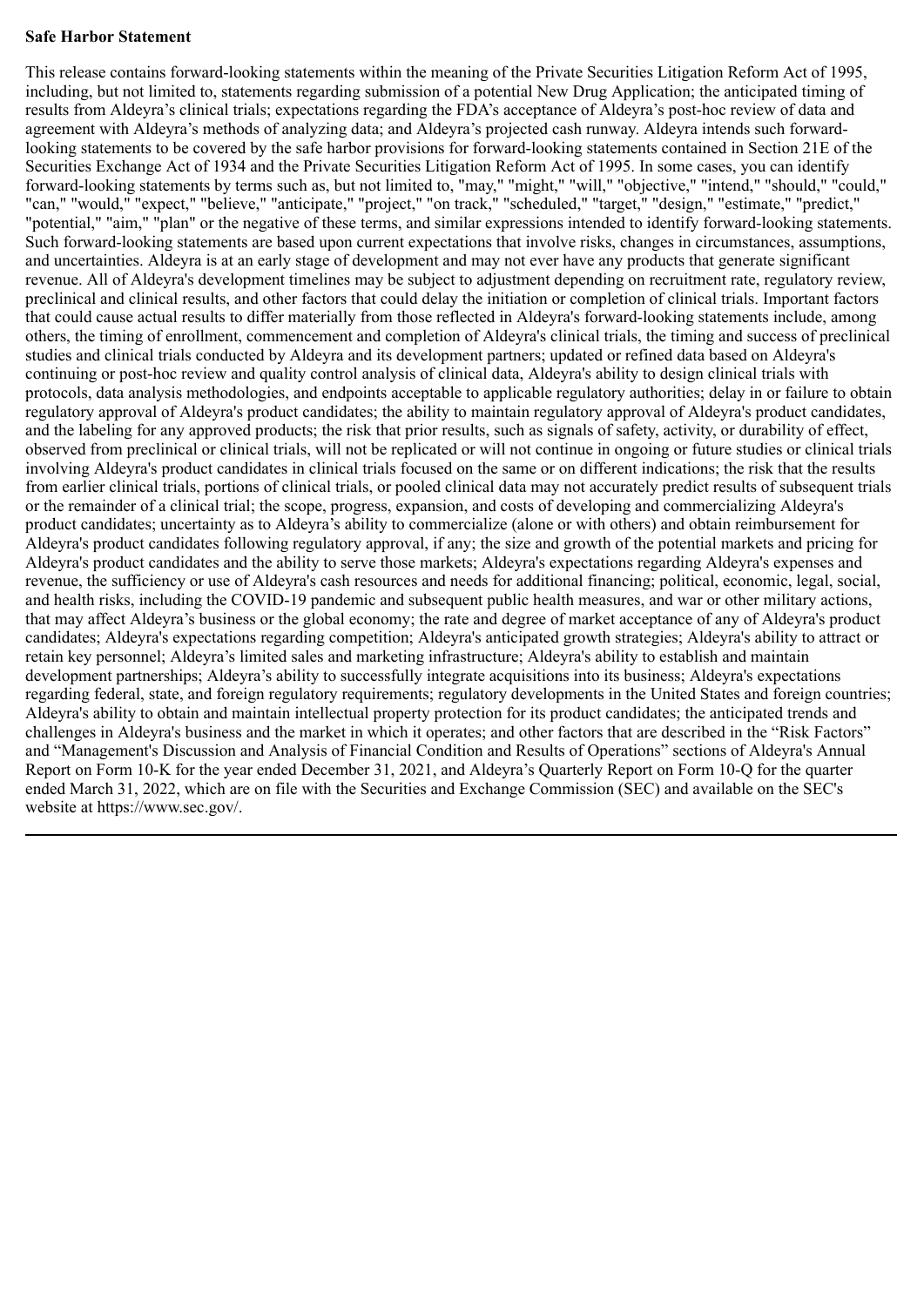**Safe Harbor Statement**

This release contains forward-looking statements within the meaning of the Private Securities Litigation Reform Act of 1995, including, but not limited to, statements regarding submission of a potential New Drug Application; the anticipated timing of results from Aldeyra's clinical trials; expectations regarding the FDA's acceptance of Aldeyra's post-hoc review of data and agreement with Aldeyra's methods of analyzing data; and Aldeyra's projected cash runway. Aldeyra intends such forward-looking statements to be covered by the safe harbor provisions for forward-looking statements contained in Section 21E of the Securities Exchange Act of 1934 and the Private Securities Litigation Reform Act of 1995. In some cases, you can identify forward-looking statements by terms such as, but not limited to, "may," "might," "will," "objective," "intend," "should," "could," "can," "would," "expect," "believe," "anticipate," "project," "on track," "scheduled," "target," "design," "estimate," "predict," "potential," "aim," "plan" or the negative of these terms, and similar expressions intended to identify forward-looking statements. Such forward-looking statements are based upon current expectations that involve risks, changes in circumstances, assumptions, and uncertainties. Aldeyra is at an early stage of development and may not ever have any products that generate significant revenue. All of Aldeyra's development timelines may be subject to adjustment depending on recruitment rate, regulatory review, preclinical and clinical results, and other factors that could delay the initiation or completion of clinical trials. Important factors that could cause actual results to differ materially from those reflected in Aldeyra's forward-looking statements include, among others, the timing of enrollment, commencement and completion of Aldeyra's clinical trials, the timing and success of preclinical studies and clinical trials conducted by Aldeyra and its development partners; updated or refined data based on Aldeyra's continuing or post-hoc review and quality control analysis of clinical data, Aldeyra's ability to design clinical trials with protocols, data analysis methodologies, and endpoints acceptable to applicable regulatory authorities; delay in or failure to obtain regulatory approval of Aldeyra's product candidates; the ability to maintain regulatory approval of Aldeyra's product candidates, and the labeling for any approved products; the risk that prior results, such as signals of safety, activity, or durability of effect, observed from preclinical or clinical trials, will not be replicated or will not continue in ongoing or future studies or clinical trials involving Aldeyra's product candidates in clinical trials focused on the same or on different indications; the risk that the results from earlier clinical trials, portions of clinical trials, or pooled clinical data may not accurately predict results of subsequent trials or the remainder of a clinical trial; the scope, progress, expansion, and costs of developing and commercializing Aldeyra's product candidates; uncertainty as to Aldeyra's ability to commercialize (alone or with others) and obtain reimbursement for Aldeyra's product candidates following regulatory approval, if any; the size and growth of the potential markets and pricing for Aldeyra's product candidates and the ability to serve those markets; Aldeyra's expectations regarding Aldeyra's expenses and revenue, the sufficiency or use of Aldeyra's cash resources and needs for additional financing; political, economic, legal, social, and health risks, including the COVID-19 pandemic and subsequent public health measures, and war or other military actions, that may affect Aldeyra's business or the global economy; the rate and degree of market acceptance of any of Aldeyra's product candidates; Aldeyra's expectations regarding competition; Aldeyra's anticipated growth strategies; Aldeyra's ability to attract or retain key personnel; Aldeyra's limited sales and marketing infrastructure; Aldeyra's ability to establish and maintain development partnerships; Aldeyra's ability to successfully integrate acquisitions into its business; Aldeyra's expectations regarding federal, state, and foreign regulatory requirements; regulatory developments in the United States and foreign countries; Aldeyra's ability to obtain and maintain intellectual property protection for its product candidates; the anticipated trends and challenges in Aldeyra's business and the market in which it operates; and other factors that are described in the "Risk Factors" and "Management's Discussion and Analysis of Financial Condition and Results of Operations" sections of Aldeyra's Annual Report on Form 10-K for the year ended December 31, 2021, and Aldeyra's Quarterly Report on Form 10-Q for the quarter ended March 31, 2022, which are on file with the Securities and Exchange Commission (SEC) and available on the SEC's website at https://www.sec.gov/.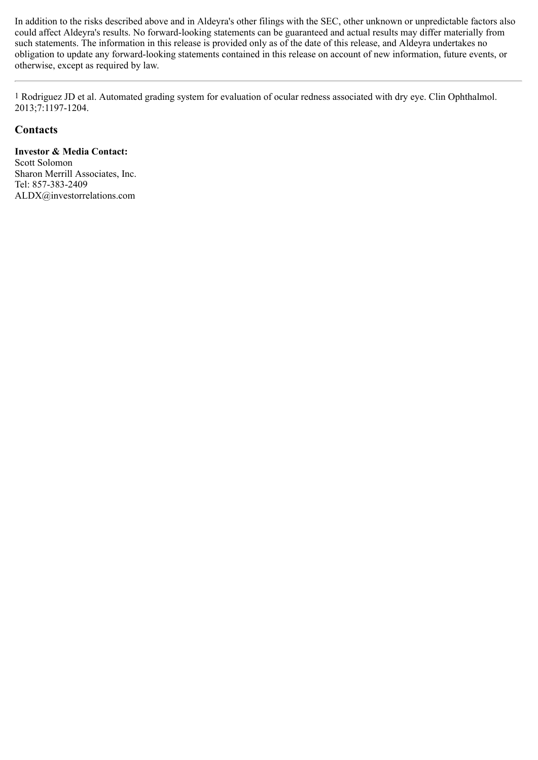In addition to the risks described above and in Aldeyra's other filings with the SEC, other unknown or unpredictable factors also could affect Aldeyra's results. No forward-looking statements can be guaranteed and actual results may differ materially from such statements. The information in this release is provided only as of the date of this release, and Aldeyra undertakes no obligation to update any forward-looking statements contained in this release on account of new information, future events, or otherwise, except as required by law.

---

[1] Rodriguez JD et al. Automated grading system for evaluation of ocular redness associated with dry eye. Clin Ophthalmol. 2013;7:1197-1204.

## Contacts

**Investor & Media Contact:**
Scott Solomon
Sharon Merrill Associates, Inc.
Tel: 857-383-2409
ALDX@investorrelations.com